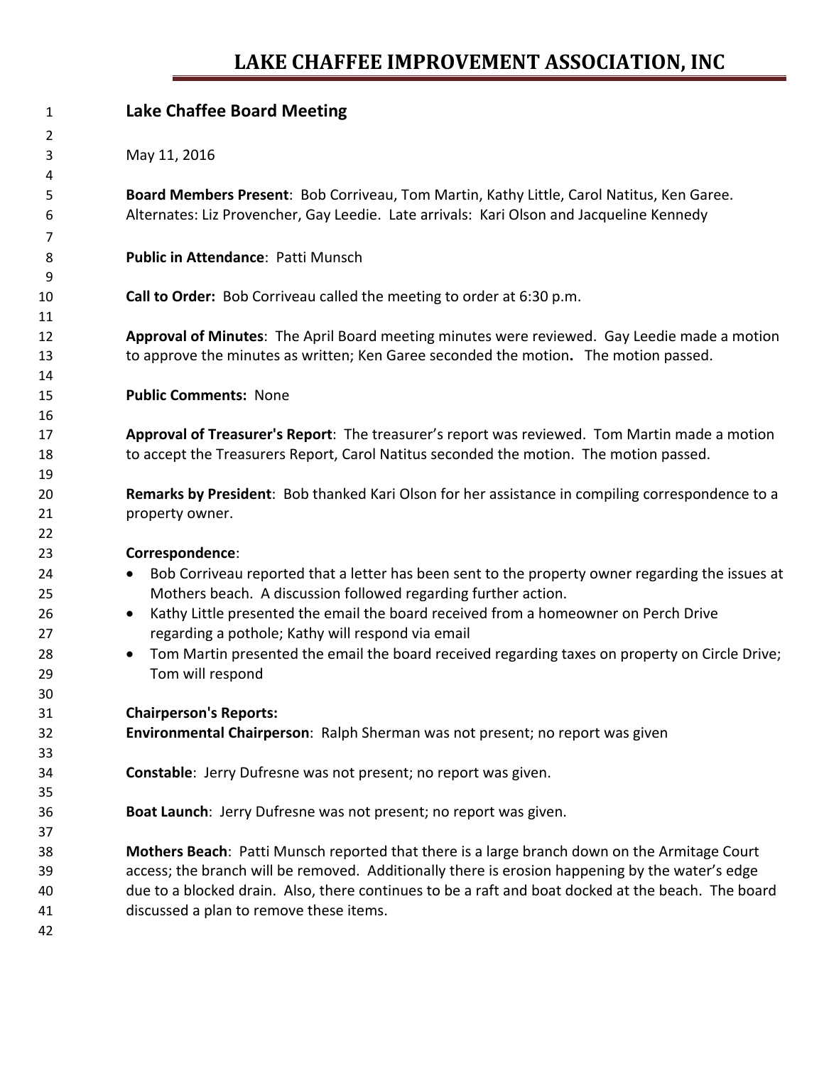# LAKE CHAFFEE IMPROVEMENT ASSOCIATION, INC

## Lake Chaffee Board Meeting

May 11, 2016

**Board Members Present**: Bob Corriveau, Tom Martin, Kathy Little, Carol Natitus, Ken Garee. Alternates: Liz Provencher, Gay Leedie. Late arrivals: Kari Olson and Jacqueline Kennedy

**Public in Attendance**: Patti Munsch

**Call to Order:** Bob Corriveau called the meeting to order at 6:30 p.m.

**Approval of Minutes**: The April Board meeting minutes were reviewed. Gay Leedie made a motion to approve the minutes as written; Ken Garee seconded the motion**.** The motion passed.

**Public Comments:** None

**Approval of Treasurer's Report**: The treasurer's report was reviewed. Tom Martin made a motion to accept the Treasurers Report, Carol Natitus seconded the motion. The motion passed.

**Remarks by President**: Bob thanked Kari Olson for her assistance in compiling correspondence to a property owner.

**Correspondence**:

- Bob Corriveau reported that a letter has been sent to the property owner regarding the issues at Mothers beach. A discussion followed regarding further action.
- Kathy Little presented the email the board received from a homeowner on Perch Drive regarding a pothole; Kathy will respond via email
- Tom Martin presented the email the board received regarding taxes on property on Circle Drive; Tom will respond

**Chairperson's Reports:**

**Environmental Chairperson**: Ralph Sherman was not present; no report was given

**Constable**: Jerry Dufresne was not present; no report was given.

**Boat Launch**: Jerry Dufresne was not present; no report was given.

**Mothers Beach**: Patti Munsch reported that there is a large branch down on the Armitage Court access; the branch will be removed. Additionally there is erosion happening by the water's edge due to a blocked drain. Also, there continues to be a raft and boat docked at the beach. The board discussed a plan to remove these items.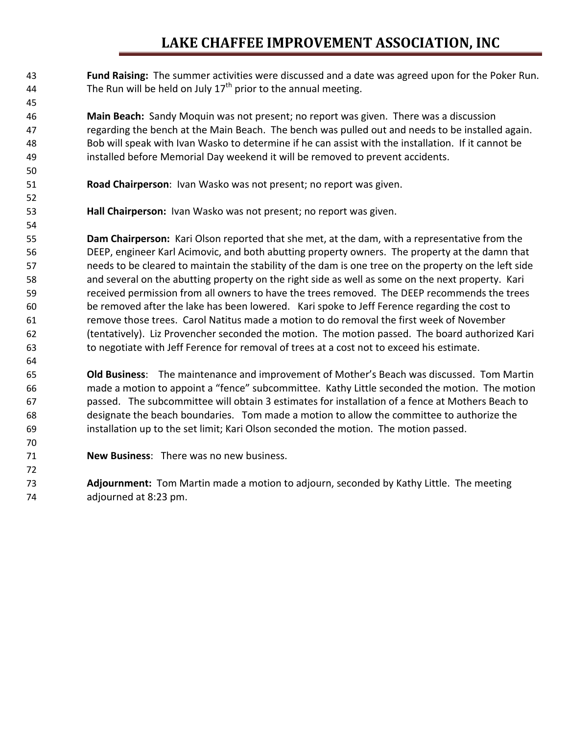**Fund Raising:** The summer activities were discussed and a date was agreed upon for the Poker Run. The Run will be held on July 17th prior to the annual meeting.

**Main Beach:** Sandy Moquin was not present; no report was given. There was a discussion regarding the bench at the Main Beach. The bench was pulled out and needs to be installed again. Bob will speak with Ivan Wasko to determine if he can assist with the installation. If it cannot be installed before Memorial Day weekend it will be removed to prevent accidents.

**Road Chairperson**: Ivan Wasko was not present; no report was given.

**Hall Chairperson:** Ivan Wasko was not present; no report was given.

**Dam Chairperson:** Kari Olson reported that she met, at the dam, with a representative from the DEEP, engineer Karl Acimovic, and both abutting property owners. The property at the damn that needs to be cleared to maintain the stability of the dam is one tree on the property on the left side and several on the abutting property on the right side as well as some on the next property. Kari received permission from all owners to have the trees removed. The DEEP recommends the trees be removed after the lake has been lowered. Kari spoke to Jeff Ference regarding the cost to remove those trees. Carol Natitus made a motion to do removal the first week of November (tentatively). Liz Provencher seconded the motion. The motion passed. The board authorized Kari to negotiate with Jeff Ference for removal of trees at a cost not to exceed his estimate.

**Old Business**: The maintenance and improvement of Mother's Beach was discussed. Tom Martin made a motion to appoint a "fence" subcommittee. Kathy Little seconded the motion. The motion passed. The subcommittee will obtain 3 estimates for installation of a fence at Mothers Beach to designate the beach boundaries. Tom made a motion to allow the committee to authorize the installation up to the set limit; Kari Olson seconded the motion. The motion passed.

**New Business**: There was no new business.

**Adjournment:** Tom Martin made a motion to adjourn, seconded by Kathy Little. The meeting adjourned at 8:23 pm.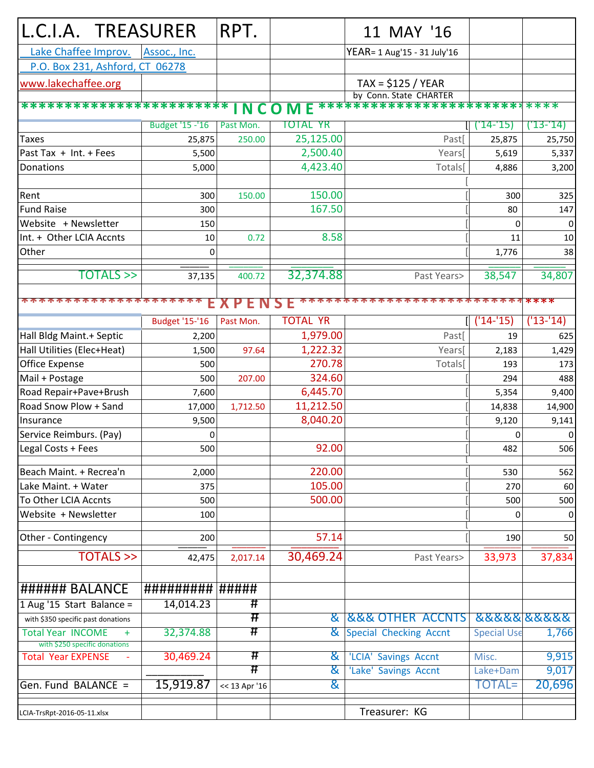# L.C.I.A. TREASURER RPT. — 11 MAY '16

Lake Chaffee Improv. Assoc., Inc.
P.O. Box 231, Ashford, CT 06278
www.lakechaffee.org

YEAR= 1 Aug'15 - 31 July'16

TAX = $125 / YEAR
by Conn. State CHARTER

## ************************ INCOME ************************

| | Budget '15 -'16 | Past Mon. | TOTAL YR | | ('14-'15) | ('13-'14) |
|---|---|---|---|---|---|---|
| Taxes | 25,875 | 250.00 | 25,125.00 | Past[ | 25,875 | 25,750 |
| Past Tax + Int. + Fees | 5,500 | | 2,500.40 | Years[ | 5,619 | 5,337 |
| Donations | 5,000 | | 4,423.40 | Totals[ | 4,886 | 3,200 |
| | | | | [ | | |
| Rent | 300 | 150.00 | 150.00 | [ | 300 | 325 |
| Fund Raise | 300 | | 167.50 | [ | 80 | 147 |
| Website + Newsletter | 150 | | | [ | 0 | 0 |
| Int. + Other LCIA Accnts | 10 | 0.72 | 8.58 | [ | 11 | 10 |
| Other | 0 | | | [ | 1,776 | 38 |
| TOTALS >> | 37,135 | 400.72 | 32,374.88 | Past Years> | 38,547 | 34,807 |

## ************************ EXPENSE ************************

| | Budget '15-'16 | Past Mon. | TOTAL YR | | ('14-'15) | ('13-'14) |
|---|---|---|---|---|---|---|
| Hall Bldg Maint.+ Septic | 2,200 | | 1,979.00 | Past[ | 19 | 625 |
| Hall Utilities (Elec+Heat) | 1,500 | 97.64 | 1,222.32 | Years[ | 2,183 | 1,429 |
| Office Expense | 500 | | 270.78 | Totals[ | 193 | 173 |
| Mail + Postage | 500 | 207.00 | 324.60 | [ | 294 | 488 |
| Road Repair+Pave+Brush | 7,600 | | 6,445.70 | [ | 5,354 | 9,400 |
| Road Snow Plow + Sand | 17,000 | 1,712.50 | 11,212.50 | [ | 14,838 | 14,900 |
| Insurance | 9,500 | | 8,040.20 | [ | 9,120 | 9,141 |
| Service Reimburs. (Pay) | 0 | | | [ | 0 | 0 |
| Legal Costs + Fees | 500 | | 92.00 | [ | 482 | 506 |
| Beach Maint. + Recrea'n | 2,000 | | 220.00 | [ | 530 | 562 |
| Lake Maint. + Water | 375 | | 105.00 | [ | 270 | 60 |
| To Other LCIA Accnts | 500 | | 500.00 | [ | 500 | 500 |
| Website + Newsletter | 100 | | | [ | 0 | 0 |
| Other - Contingency | 200 | | 57.14 | [ | 190 | 50 |
| TOTALS >> | 42,475 | 2,017.14 | 30,469.24 | Past Years> | 33,973 | 37,834 |

## ###### BALANCE ######### #####

| | | | | | | |
|---|---|---|---|---|---|---|
| 1 Aug '15 Start Balance = | 14,014.23 | # | | | | |
| with $350 specific past donations | | # | & | &&& OTHER ACCNTS | &&&&& | &&&&& |
| Total Year INCOME + | 32,374.88 | # | & | Special Checking Accnt | Special Use | 1,766 |
| with $250 specific donations | | | | | | |
| Total Year EXPENSE - | 30,469.24 | # | & | 'LCIA' Savings Accnt | Misc. | 9,915 |
| | | # | & | 'Lake' Savings Accnt | Lake+Dam | 9,017 |
| Gen. Fund BALANCE = | 15,919.87 | << 13 Apr '16 | & | | TOTAL= | 20,696 |

LCIA-TrsRpt-2016-05-11.xlsx

Treasurer: KG